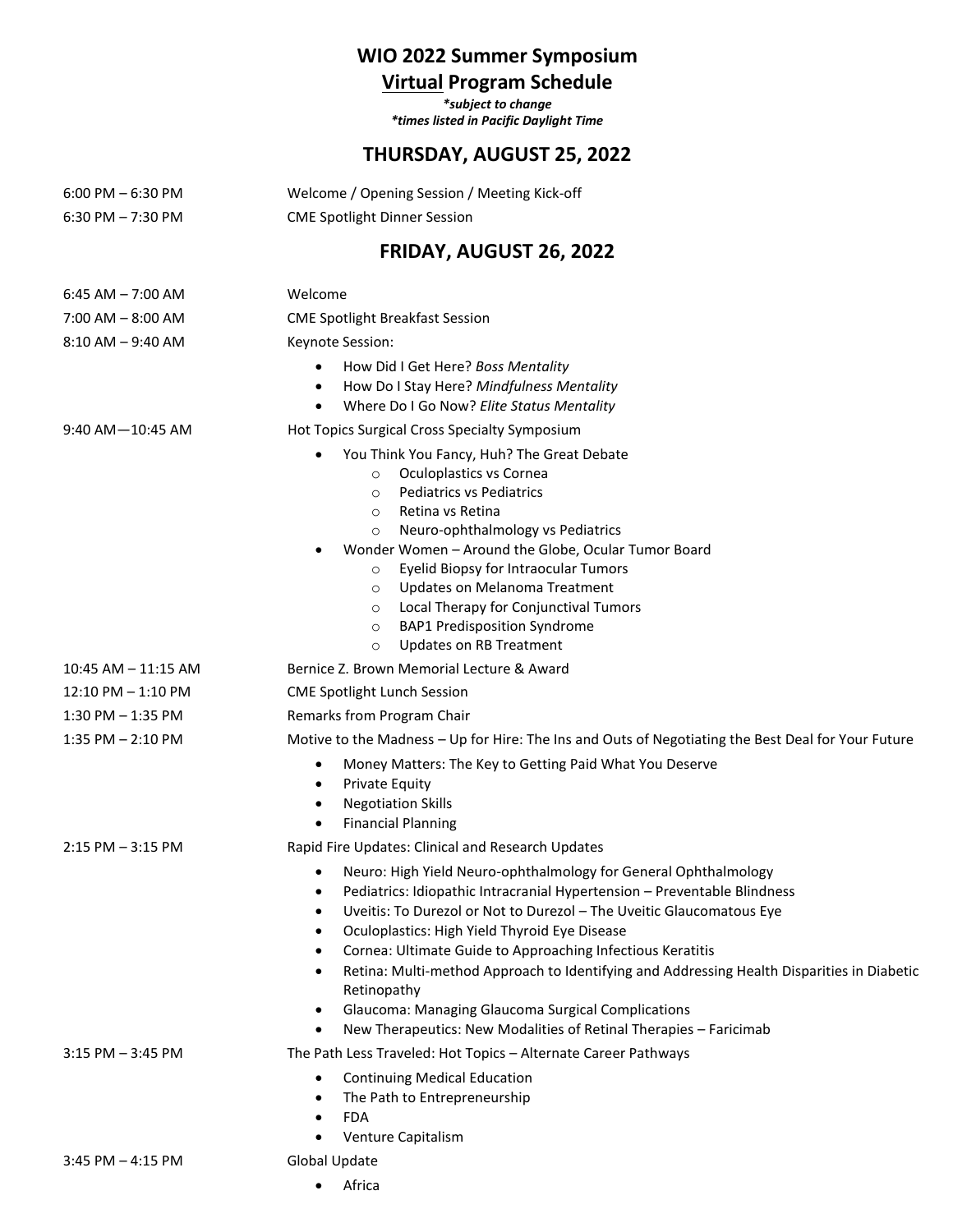# WIO 2022 Summer Symposium

## Virtual Program Schedule

*\*subject to change*
*\*times listed in Pacific Daylight Time*

## THURSDAY, AUGUST 25, 2022

| | |
|---|---|
| 6:00 PM – 6:30 PM | Welcome / Opening Session / Meeting Kick-off |
| 6:30 PM – 7:30 PM | CME Spotlight Dinner Session |

## FRIDAY, AUGUST 26, 2022

6:45 AM – 7:00 AM — Welcome

7:00 AM – 8:00 AM — CME Spotlight Breakfast Session

8:10 AM – 9:40 AM — Keynote Session:

- How Did I Get Here? *Boss Mentality*
- How Do I Stay Here? *Mindfulness Mentality*
- Where Do I Go Now? *Elite Status Mentality*

9:40 AM—10:45 AM — Hot Topics Surgical Cross Specialty Symposium

- You Think You Fancy, Huh? The Great Debate
  - Oculoplastics vs Cornea
  - Pediatrics vs Pediatrics
  - Retina vs Retina
  - Neuro-ophthalmology vs Pediatrics
- Wonder Women – Around the Globe, Ocular Tumor Board
  - Eyelid Biopsy for Intraocular Tumors
  - Updates on Melanoma Treatment
  - Local Therapy for Conjunctival Tumors
  - BAP1 Predisposition Syndrome
  - Updates on RB Treatment

10:45 AM – 11:15 AM — Bernice Z. Brown Memorial Lecture & Award

12:10 PM – 1:10 PM — CME Spotlight Lunch Session

1:30 PM – 1:35 PM — Remarks from Program Chair

1:35 PM – 2:10 PM — Motive to the Madness – Up for Hire: The Ins and Outs of Negotiating the Best Deal for Your Future

- Money Matters: The Key to Getting Paid What You Deserve
- Private Equity
- Negotiation Skills
- Financial Planning

2:15 PM – 3:15 PM — Rapid Fire Updates: Clinical and Research Updates

- Neuro: High Yield Neuro-ophthalmology for General Ophthalmology
- Pediatrics: Idiopathic Intracranial Hypertension – Preventable Blindness
- Uveitis: To Durezol or Not to Durezol – The Uveitic Glaucomatous Eye
- Oculoplastics: High Yield Thyroid Eye Disease
- Cornea: Ultimate Guide to Approaching Infectious Keratitis
- Retina: Multi-method Approach to Identifying and Addressing Health Disparities in Diabetic Retinopathy
- Glaucoma: Managing Glaucoma Surgical Complications
- New Therapeutics: New Modalities of Retinal Therapies – Faricimab

3:15 PM – 3:45 PM — The Path Less Traveled: Hot Topics – Alternate Career Pathways

- Continuing Medical Education
- The Path to Entrepreneurship
- FDA
- Venture Capitalism

3:45 PM – 4:15 PM — Global Update

- Africa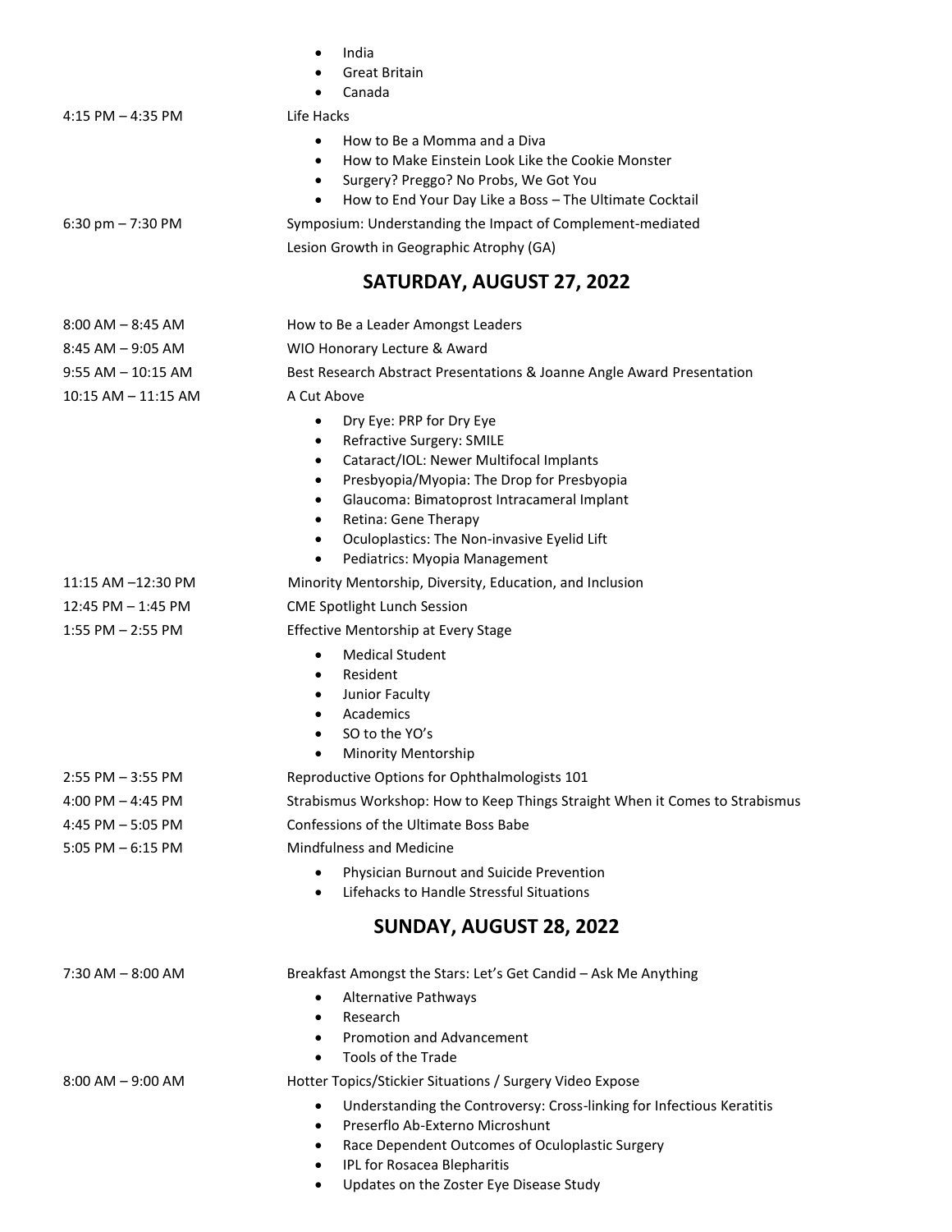- India
- Great Britain
- Canada

4:15 PM – 4:35 PM — Life Hacks

- How to Be a Momma and a Diva
- How to Make Einstein Look Like the Cookie Monster
- Surgery? Preggo? No Probs, We Got You
- How to End Your Day Like a Boss – The Ultimate Cocktail

6:30 pm – 7:30 pm — Symposium: Understanding the Impact of Complement-mediated Lesion Growth in Geographic Atrophy (GA)

## SATURDAY, AUGUST 27, 2022

8:00 AM – 8:45 AM — How to Be a Leader Amongst Leaders

8:45 AM – 9:05 AM — WIO Honorary Lecture & Award

9:55 AM – 10:15 AM — Best Research Abstract Presentations & Joanne Angle Award Presentation

10:15 AM – 11:15 AM — A Cut Above

- Dry Eye: PRP for Dry Eye
- Refractive Surgery: SMILE
- Cataract/IOL: Newer Multifocal Implants
- Presbyopia/Myopia: The Drop for Presbyopia
- Glaucoma: Bimatoprost Intracameral Implant
- Retina: Gene Therapy
- Oculoplastics: The Non-invasive Eyelid Lift
- Pediatrics: Myopia Management

11:15 AM –12:30 PM — Minority Mentorship, Diversity, Education, and Inclusion

12:45 PM – 1:45 PM — CME Spotlight Lunch Session

1:55 PM – 2:55 PM — Effective Mentorship at Every Stage

- Medical Student
- Resident
- Junior Faculty
- Academics
- SO to the YO's
- Minority Mentorship

2:55 PM – 3:55 PM — Reproductive Options for Ophthalmologists 101

4:00 PM – 4:45 PM — Strabismus Workshop: How to Keep Things Straight When it Comes to Strabismus

4:45 PM – 5:05 PM — Confessions of the Ultimate Boss Babe

5:05 PM – 6:15 PM — Mindfulness and Medicine

- Physician Burnout and Suicide Prevention
- Lifehacks to Handle Stressful Situations

## SUNDAY, AUGUST 28, 2022

7:30 AM – 8:00 AM — Breakfast Amongst the Stars: Let's Get Candid – Ask Me Anything

- Alternative Pathways
- Research
- Promotion and Advancement
- Tools of the Trade

8:00 AM – 9:00 AM — Hotter Topics/Stickier Situations / Surgery Video Expose

- Understanding the Controversy: Cross-linking for Infectious Keratitis
- Preserflo Ab-Externo Microshunt
- Race Dependent Outcomes of Oculoplastic Surgery
- IPL for Rosacea Blepharitis
- Updates on the Zoster Eye Disease Study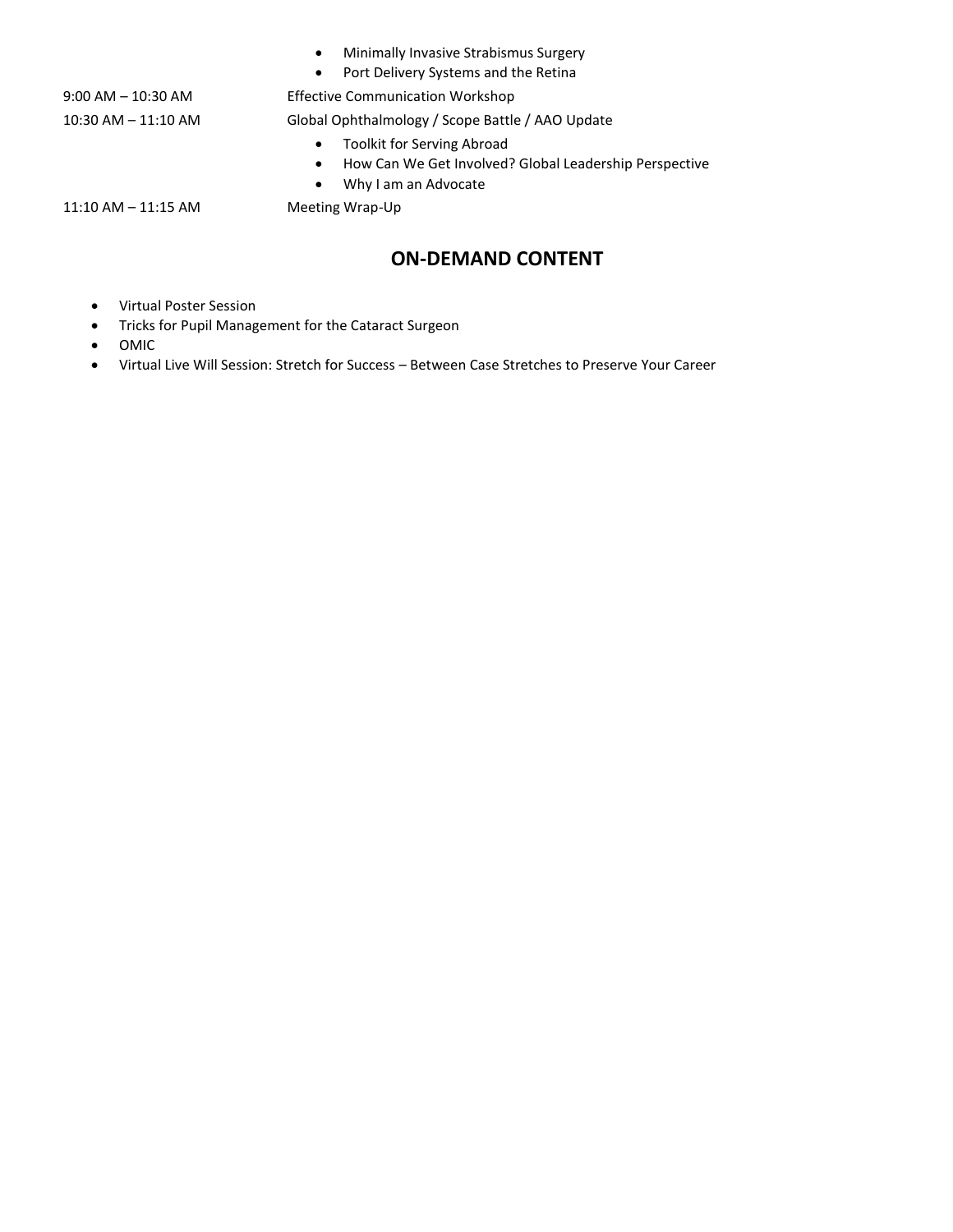- Minimally Invasive Strabismus Surgery
- Port Delivery Systems and the Retina

| | |
|---|---|
| 9:00 AM – 10:30 AM | Effective Communication Workshop |
| 10:30 AM – 11:10 AM | Global Ophthalmology / Scope Battle / AAO Update<br>• Toolkit for Serving Abroad<br>• How Can We Get Involved? Global Leadership Perspective<br>• Why I am an Advocate |
| 11:10 AM – 11:15 AM | Meeting Wrap-Up |

## ON-DEMAND CONTENT

- Virtual Poster Session
- Tricks for Pupil Management for the Cataract Surgeon
- OMIC
- Virtual Live Will Session: Stretch for Success – Between Case Stretches to Preserve Your Career